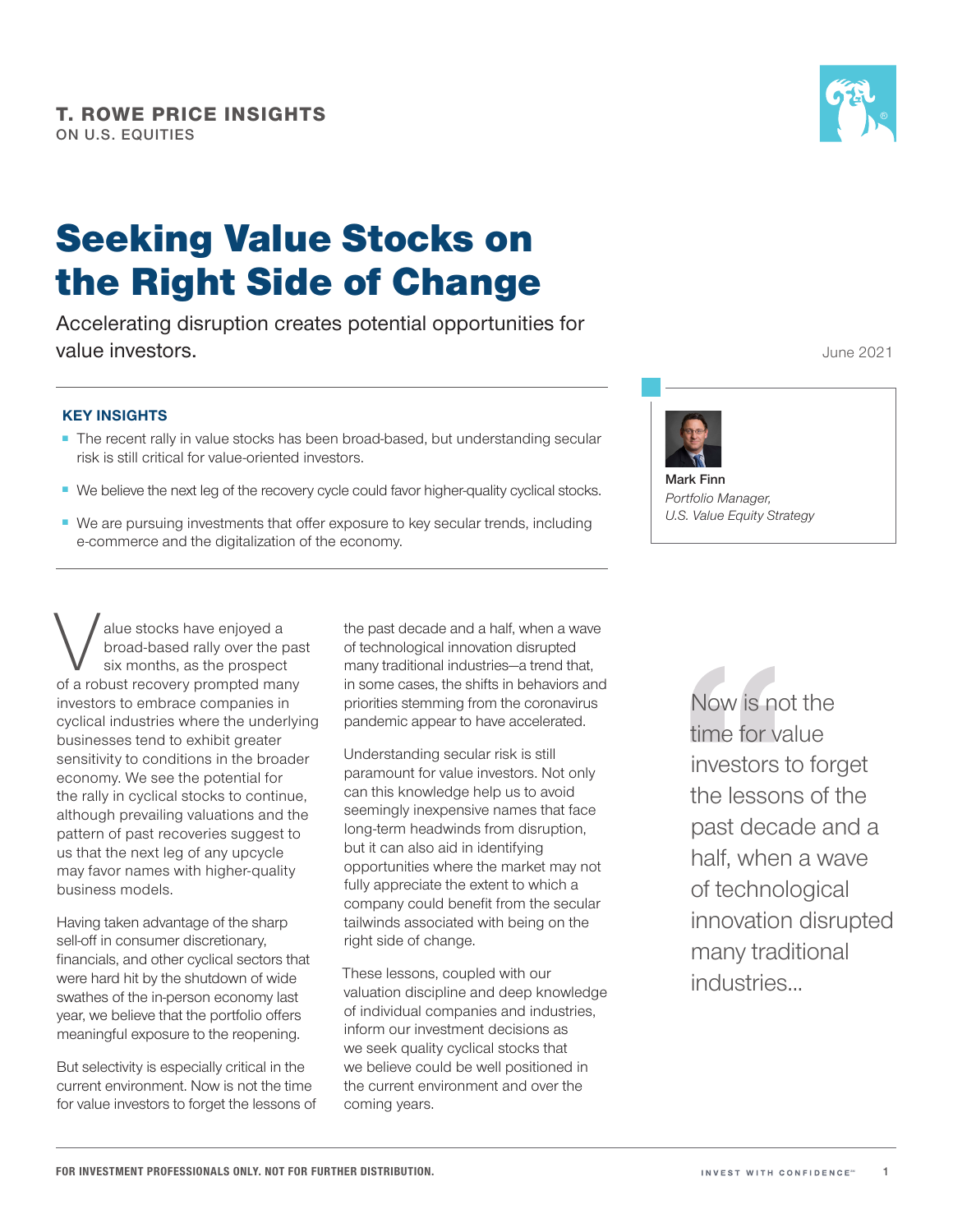**T. ROWE PRICE INSIGHTS**
ON U.S. EQUITIES

# Seeking Value Stocks on the Right Side of Change

Accelerating disruption creates potential opportunities for value investors.

June 2021

Mark Finn
*Portfolio Manager, U.S. Value Equity Strategy*

### KEY INSIGHTS

- The recent rally in value stocks has been broad-based, but understanding secular risk is still critical for value-oriented investors.
- We believe the next leg of the recovery cycle could favor higher-quality cyclical stocks.
- We are pursuing investments that offer exposure to key secular trends, including e-commerce and the digitalization of the economy.

Value stocks have enjoyed a broad-based rally over the past six months, as the prospect of a robust recovery prompted many investors to embrace companies in cyclical industries where the underlying businesses tend to exhibit greater sensitivity to conditions in the broader economy. We see the potential for the rally in cyclical stocks to continue, although prevailing valuations and the pattern of past recoveries suggest to us that the next leg of any upcycle may favor names with higher-quality business models.

Having taken advantage of the sharp sell-off in consumer discretionary, financials, and other cyclical sectors that were hard hit by the shutdown of wide swathes of the in-person economy last year, we believe that the portfolio offers meaningful exposure to the reopening.

But selectivity is especially critical in the current environment. Now is not the time for value investors to forget the lessons of the past decade and a half, when a wave of technological innovation disrupted many traditional industries—a trend that, in some cases, the shifts in behaviors and priorities stemming from the coronavirus pandemic appear to have accelerated.

Understanding secular risk is still paramount for value investors. Not only can this knowledge help us to avoid seemingly inexpensive names that face long-term headwinds from disruption, but it can also aid in identifying opportunities where the market may not fully appreciate the extent to which a company could benefit from the secular tailwinds associated with being on the right side of change.

These lessons, coupled with our valuation discipline and deep knowledge of individual companies and industries, inform our investment decisions as we seek quality cyclical stocks that we believe could be well positioned in the current environment and over the coming years.

> "Now is not the time for value investors to forget the lessons of the past decade and a half, when a wave of technological innovation disrupted many traditional industries...

FOR INVESTMENT PROFESSIONALS ONLY. NOT FOR FURTHER DISTRIBUTION.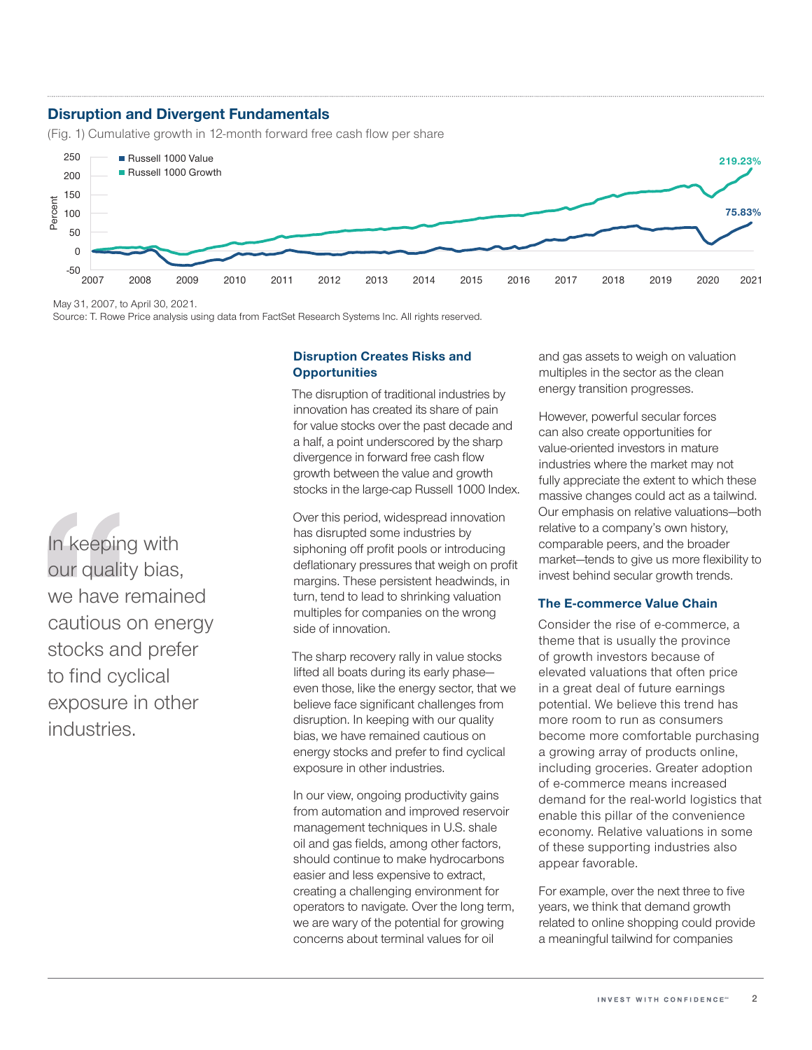## Disruption and Divergent Fundamentals

(Fig. 1) Cumulative growth in 12-month forward free cash flow per share

May 31, 2007, to April 30, 2021.
Source: T. Rowe Price analysis using data from FactSet Research Systems Inc. All rights reserved.

### Disruption Creates Risks and Opportunities

The disruption of traditional industries by innovation has created its share of pain for value stocks over the past decade and a half, a point underscored by the sharp divergence in forward free cash flow growth between the value and growth stocks in the large-cap Russell 1000 Index.

Over this period, widespread innovation has disrupted some industries by siphoning off profit pools or introducing deflationary pressures that weigh on profit margins. These persistent headwinds, in turn, tend to lead to shrinking valuation multiples for companies on the wrong side of innovation.

The sharp recovery rally in value stocks lifted all boats during its early phase—even those, like the energy sector, that we believe face significant challenges from disruption. In keeping with our quality bias, we have remained cautious on energy stocks and prefer to find cyclical exposure in other industries.

In our view, ongoing productivity gains from automation and improved reservoir management techniques in U.S. shale oil and gas fields, among other factors, should continue to make hydrocarbons easier and less expensive to extract, creating a challenging environment for operators to navigate. Over the long term, we are wary of the potential for growing concerns about terminal values for oil and gas assets to weigh on valuation multiples in the sector as the clean energy transition progresses.

However, powerful secular forces can also create opportunities for value-oriented investors in mature industries where the market may not fully appreciate the extent to which these massive changes could act as a tailwind. Our emphasis on relative valuations—both relative to a company's own history, comparable peers, and the broader market—tends to give us more flexibility to invest behind secular growth trends.

> In keeping with our quality bias, we have remained cautious on energy stocks and prefer to find cyclical exposure in other industries.

### The E-commerce Value Chain

Consider the rise of e-commerce, a theme that is usually the province of growth investors because of elevated valuations that often price in a great deal of future earnings potential. We believe this trend has more room to run as consumers become more comfortable purchasing a growing array of products online, including groceries. Greater adoption of e-commerce means increased demand for the real-world logistics that enable this pillar of the convenience economy. Relative valuations in some of these supporting industries also appear favorable.

For example, over the next three to five years, we think that demand growth related to online shopping could provide a meaningful tailwind for companies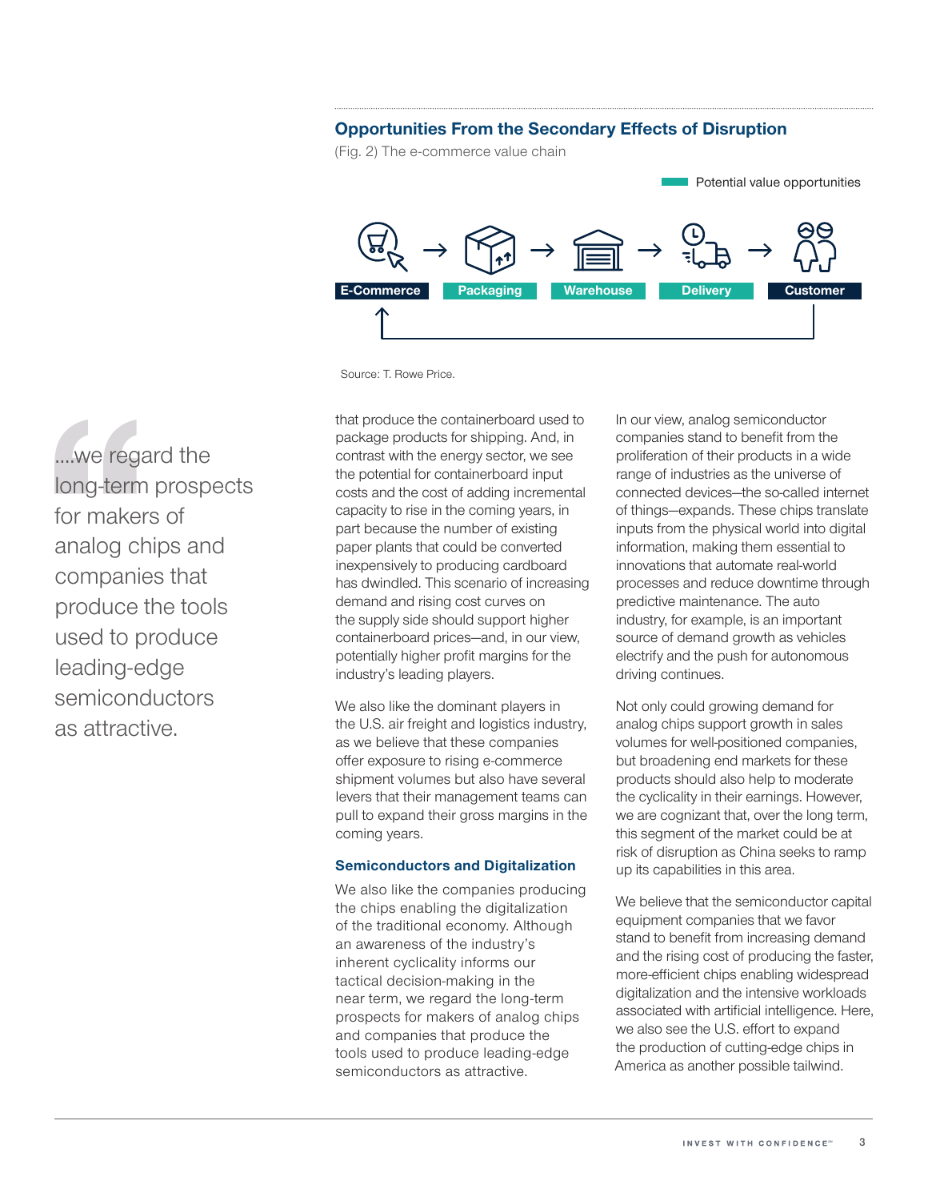### Opportunities From the Secondary Effects of Disruption

(Fig. 2) The e-commerce value chain

Potential value opportunities

E-Commerce → Packaging → Warehouse → Delivery → Customer

Source: T. Rowe Price.

> ....we regard the long-term prospects for makers of analog chips and companies that produce the tools used to produce leading-edge semiconductors as attractive.

that produce the containerboard used to package products for shipping. And, in contrast with the energy sector, we see the potential for containerboard input costs and the cost of adding incremental capacity to rise in the coming years, in part because the number of existing paper plants that could be converted inexpensively to producing cardboard has dwindled. This scenario of increasing demand and rising cost curves on the supply side should support higher containerboard prices—and, in our view, potentially higher profit margins for the industry's leading players.

We also like the dominant players in the U.S. air freight and logistics industry, as we believe that these companies offer exposure to rising e-commerce shipment volumes but also have several levers that their management teams can pull to expand their gross margins in the coming years.

#### Semiconductors and Digitalization

We also like the companies producing the chips enabling the digitalization of the traditional economy. Although an awareness of the industry's inherent cyclicality informs our tactical decision-making in the near term, we regard the long-term prospects for makers of analog chips and companies that produce the tools used to produce leading-edge semiconductors as attractive.

In our view, analog semiconductor companies stand to benefit from the proliferation of their products in a wide range of industries as the universe of connected devices—the so-called internet of things—expands. These chips translate inputs from the physical world into digital information, making them essential to innovations that automate real-world processes and reduce downtime through predictive maintenance. The auto industry, for example, is an important source of demand growth as vehicles electrify and the push for autonomous driving continues.

Not only could growing demand for analog chips support growth in sales volumes for well-positioned companies, but broadening end markets for these products should also help to moderate the cyclicality in their earnings. However, we are cognizant that, over the long term, this segment of the market could be at risk of disruption as China seeks to ramp up its capabilities in this area.

We believe that the semiconductor capital equipment companies that we favor stand to benefit from increasing demand and the rising cost of producing the faster, more-efficient chips enabling widespread digitalization and the intensive workloads associated with artificial intelligence. Here, we also see the U.S. effort to expand the production of cutting-edge chips in America as another possible tailwind.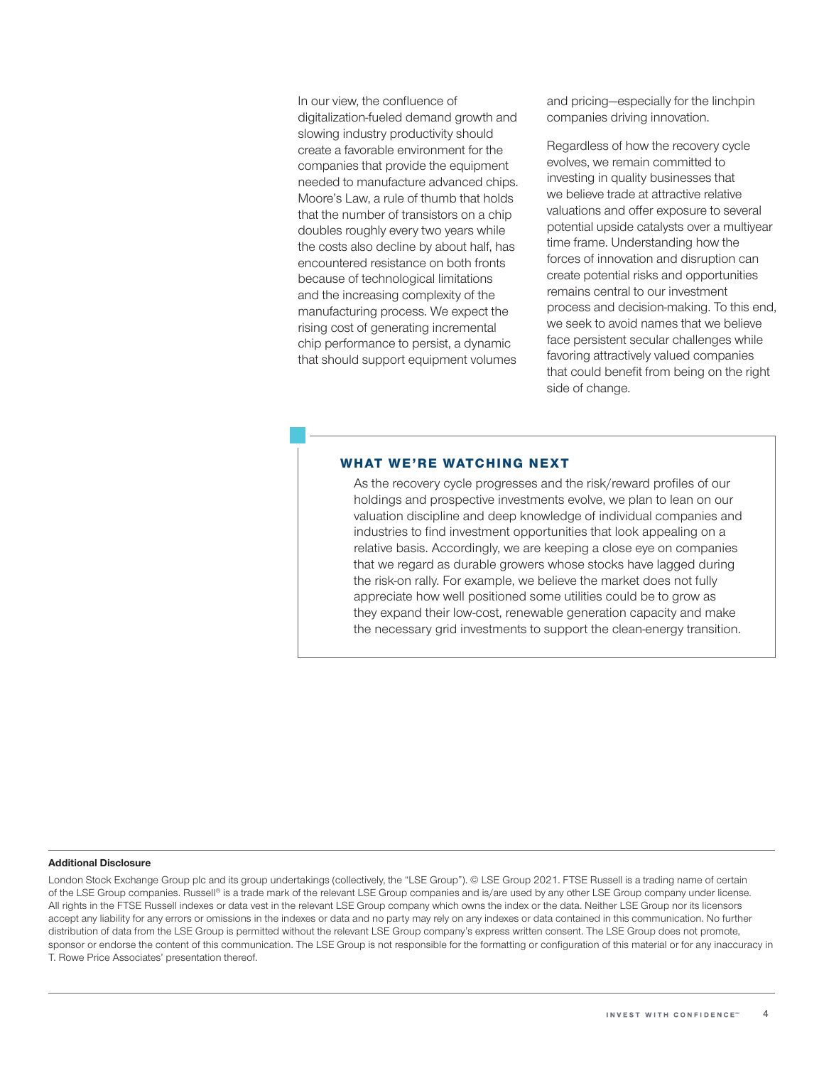In our view, the confluence of digitalization-fueled demand growth and slowing industry productivity should create a favorable environment for the companies that provide the equipment needed to manufacture advanced chips. Moore's Law, a rule of thumb that holds that the number of transistors on a chip doubles roughly every two years while the costs also decline by about half, has encountered resistance on both fronts because of technological limitations and the increasing complexity of the manufacturing process. We expect the rising cost of generating incremental chip performance to persist, a dynamic that should support equipment volumes and pricing—especially for the linchpin companies driving innovation.

Regardless of how the recovery cycle evolves, we remain committed to investing in quality businesses that we believe trade at attractive relative valuations and offer exposure to several potential upside catalysts over a multiyear time frame. Understanding how the forces of innovation and disruption can create potential risks and opportunities remains central to our investment process and decision-making. To this end, we seek to avoid names that we believe face persistent secular challenges while favoring attractively valued companies that could benefit from being on the right side of change.

## WHAT WE'RE WATCHING NEXT

As the recovery cycle progresses and the risk/reward profiles of our holdings and prospective investments evolve, we plan to lean on our valuation discipline and deep knowledge of individual companies and industries to find investment opportunities that look appealing on a relative basis. Accordingly, we are keeping a close eye on companies that we regard as durable growers whose stocks have lagged during the risk-on rally. For example, we believe the market does not fully appreciate how well positioned some utilities could be to grow as they expand their low-cost, renewable generation capacity and make the necessary grid investments to support the clean-energy transition.

**Additional Disclosure**

London Stock Exchange Group plc and its group undertakings (collectively, the "LSE Group"). © LSE Group 2021. FTSE Russell is a trading name of certain of the LSE Group companies. Russell® is a trade mark of the relevant LSE Group companies and is/are used by any other LSE Group company under license. All rights in the FTSE Russell indexes or data vest in the relevant LSE Group company which owns the index or the data. Neither LSE Group nor its licensors accept any liability for any errors or omissions in the indexes or data and no party may rely on any indexes or data contained in this communication. No further distribution of data from the LSE Group is permitted without the relevant LSE Group company's express written consent. The LSE Group does not promote, sponsor or endorse the content of this communication. The LSE Group is not responsible for the formatting or configuration of this material or for any inaccuracy in T. Rowe Price Associates' presentation thereof.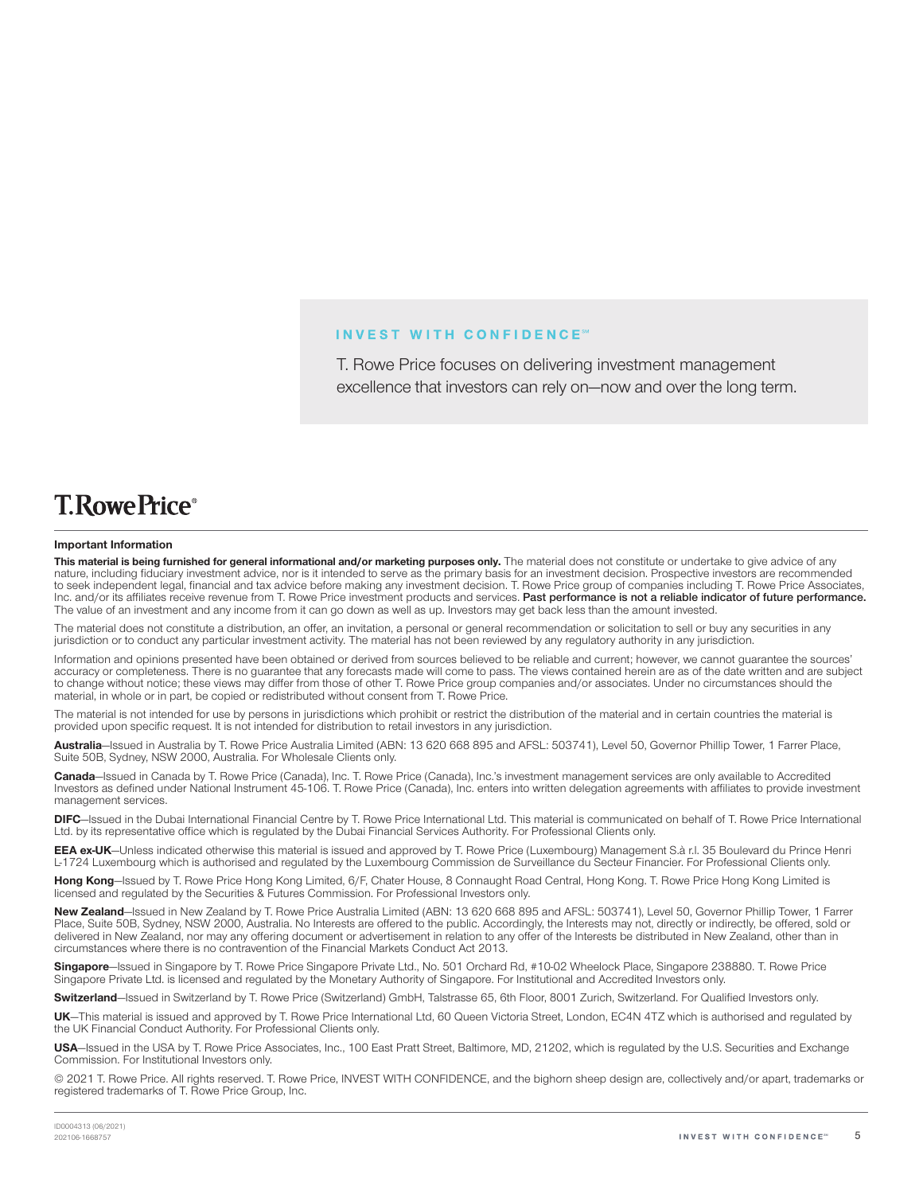**INVEST WITH CONFIDENCE℠**

T. Rowe Price focuses on delivering investment management excellence that investors can rely on—now and over the long term.

T.RowePrice®

### Important Information

**This material is being furnished for general informational and/or marketing purposes only.** The material does not constitute or undertake to give advice of any nature, including fiduciary investment advice, nor is it intended to serve as the primary basis for an investment decision. Prospective investors are recommended to seek independent legal, financial and tax advice before making any investment decision. T. Rowe Price group of companies including T. Rowe Price Associates, Inc. and/or its affiliates receive revenue from T. Rowe Price investment products and services. **Past performance is not a reliable indicator of future performance.** The value of an investment and any income from it can go down as well as up. Investors may get back less than the amount invested.

The material does not constitute a distribution, an offer, an invitation, a personal or general recommendation or solicitation to sell or buy any securities in any jurisdiction or to conduct any particular investment activity. The material has not been reviewed by any regulatory authority in any jurisdiction.

Information and opinions presented have been obtained or derived from sources believed to be reliable and current; however, we cannot guarantee the sources' accuracy or completeness. There is no guarantee that any forecasts made will come to pass. The views contained herein are as of the date written and are subject to change without notice; these views may differ from those of other T. Rowe Price group companies and/or associates. Under no circumstances should the material, in whole or in part, be copied or redistributed without consent from T. Rowe Price.

The material is not intended for use by persons in jurisdictions which prohibit or restrict the distribution of the material and in certain countries the material is provided upon specific request. It is not intended for distribution to retail investors in any jurisdiction.

**Australia**—Issued in Australia by T. Rowe Price Australia Limited (ABN: 13 620 668 895 and AFSL: 503741), Level 50, Governor Phillip Tower, 1 Farrer Place, Suite 50B, Sydney, NSW 2000, Australia. For Wholesale Clients only.

**Canada**—Issued in Canada by T. Rowe Price (Canada), Inc. T. Rowe Price (Canada), Inc.'s investment management services are only available to Accredited Investors as defined under National Instrument 45-106. T. Rowe Price (Canada), Inc. enters into written delegation agreements with affiliates to provide investment management services.

**DIFC**—Issued in the Dubai International Financial Centre by T. Rowe Price International Ltd. This material is communicated on behalf of T. Rowe Price International Ltd. by its representative office which is regulated by the Dubai Financial Services Authority. For Professional Clients only.

**EEA ex-UK**—Unless indicated otherwise this material is issued and approved by T. Rowe Price (Luxembourg) Management S.à r.l. 35 Boulevard du Prince Henri L-1724 Luxembourg which is authorised and regulated by the Luxembourg Commission de Surveillance du Secteur Financier. For Professional Clients only.

**Hong Kong**—Issued by T. Rowe Price Hong Kong Limited, 6/F, Chater House, 8 Connaught Road Central, Hong Kong. T. Rowe Price Hong Kong Limited is licensed and regulated by the Securities & Futures Commission. For Professional Investors only.

**New Zealand**—Issued in New Zealand by T. Rowe Price Australia Limited (ABN: 13 620 668 895 and AFSL: 503741), Level 50, Governor Phillip Tower, 1 Farrer Place, Suite 50B, Sydney, NSW 2000, Australia. No Interests are offered to the public. Accordingly, the Interests may not, directly or indirectly, be offered, sold or delivered in New Zealand, nor may any offering document or advertisement in relation to any offer of the Interests be distributed in New Zealand, other than in circumstances where there is no contravention of the Financial Markets Conduct Act 2013.

**Singapore**—Issued in Singapore by T. Rowe Price Singapore Private Ltd., No. 501 Orchard Rd, #10-02 Wheelock Place, Singapore 238880. T. Rowe Price Singapore Private Ltd. is licensed and regulated by the Monetary Authority of Singapore. For Institutional and Accredited Investors only.

**Switzerland**—Issued in Switzerland by T. Rowe Price (Switzerland) GmbH, Talstrasse 65, 6th Floor, 8001 Zurich, Switzerland. For Qualified Investors only.

**UK**—This material is issued and approved by T. Rowe Price International Ltd, 60 Queen Victoria Street, London, EC4N 4TZ which is authorised and regulated by the UK Financial Conduct Authority. For Professional Clients only.

**USA**—Issued in the USA by T. Rowe Price Associates, Inc., 100 East Pratt Street, Baltimore, MD, 21202, which is regulated by the U.S. Securities and Exchange Commission. For Institutional Investors only.

© 2021 T. Rowe Price. All rights reserved. T. Rowe Price, INVEST WITH CONFIDENCE, and the bighorn sheep design are, collectively and/or apart, trademarks or registered trademarks of T. Rowe Price Group, Inc.

ID0004313 (06/2021)
202106-1668757